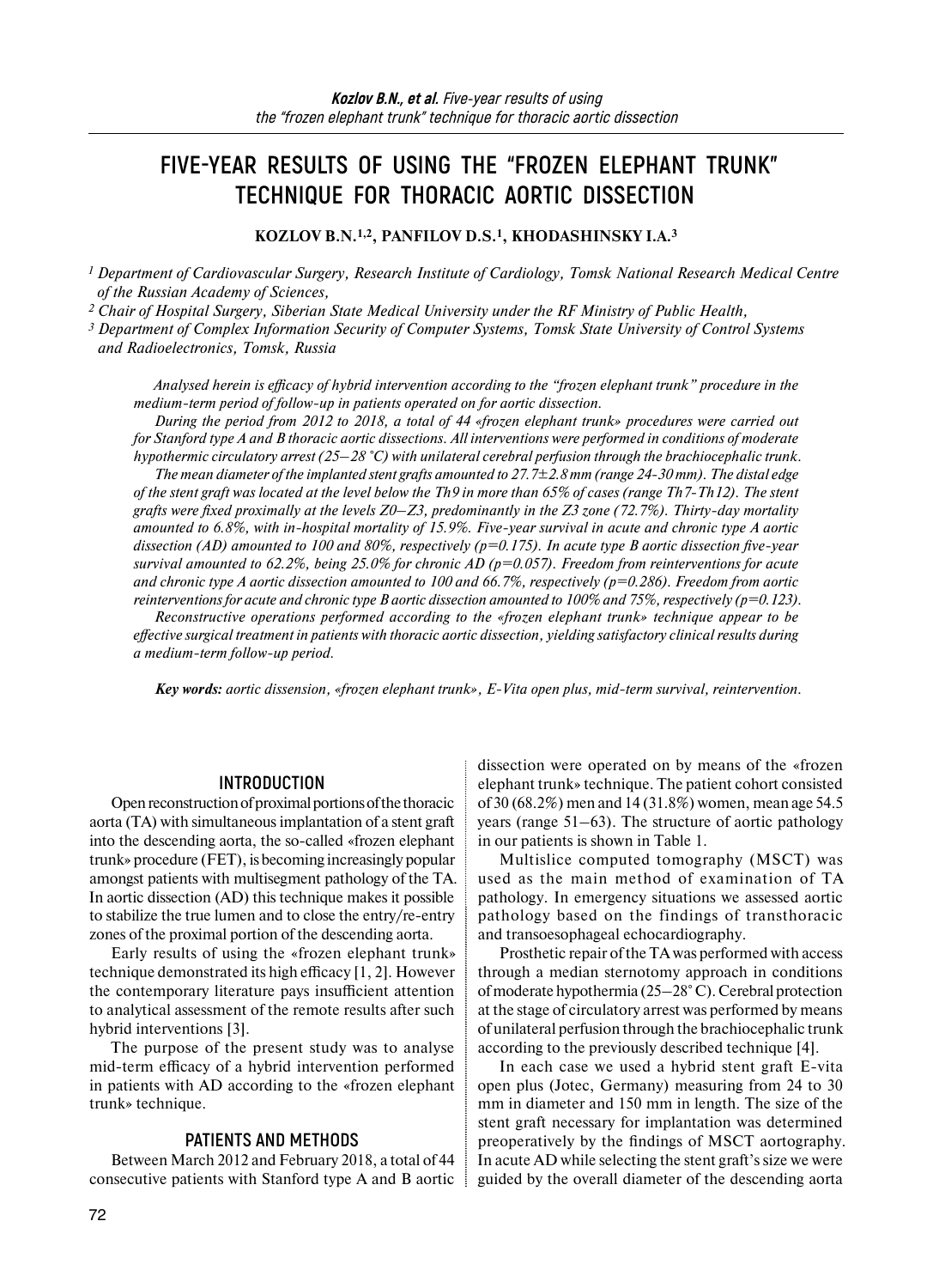# FIVE-YEAR RESULTS OF USING THE "FROZEN ELEPHANT TRUNK" TECHNIQUE FOR THORACIC AORTIC DISSECTION

**KOZLOV B.N.[1,2], PANFILOV D.S.[1], KHODASHINSKY I.A.[3]**

*[1] Department of Cardiovascular Surgery, Research Institute of Cardiology, Tomsk National Research Medical Centre of the Russian Academy of Sciences,*

*[2] Chair of Hospital Surgery, Siberian State Medical University under the RF Ministry of Public Health,*

*[3] Department of Complex Information Security of Computer Systems, Tomsk State University of Control Systems and Radioelectronics, Tomsk, Russia*

*Analysed herein is efficacy of hybrid intervention according to the "frozen elephant trunk" procedure in the medium-term period of follow-up in patients operated on for aortic dissection.*

*During the period from 2012 to 2018, a total of 44 «frozen elephant trunk» procedures were carried out for Stanford type A and B thoracic aortic dissections. All interventions were performed in conditions of moderate hypothermic circulatory arrest (25–28 °C) with unilateral cerebral perfusion through the brachiocephalic trunk.*

*The mean diameter of the implanted stent grafts amounted to 27.7±2.8 mm (range 24-30 mm). The distal edge of the stent graft was located at the level below the Th9 in more than 65% of cases (range Th7-Th12). The stent grafts were fixed proximally at the levels Z0–Z3, predominantly in the Z3 zone (72.7%). Thirty-day mortality amounted to 6.8%, with in-hospital mortality of 15.9%. Five-year survival in acute and chronic type A aortic dissection (AD) amounted to 100 and 80%, respectively (p=0.175). In acute type B aortic dissection five-year survival amounted to 62.2%, being 25.0% for chronic AD (p=0.057). Freedom from reinterventions for acute and chronic type A aortic dissection amounted to 100 and 66.7%, respectively (p=0.286). Freedom from aortic reinterventions for acute and chronic type B aortic dissection amounted to 100% and 75%, respectively (p=0.123).*

*Reconstructive operations performed according to the «frozen elephant trunk» technique appear to be effective surgical treatment in patients with thoracic aortic dissection, yielding satisfactory clinical results during a medium-term follow-up period.*

***Key words:** aortic dissension, «frozen elephant trunk», E-Vita open plus, mid-term survival, reintervention.*

## INTRODUCTION

Open reconstruction of proximal portions of the thoracic aorta (TA) with simultaneous implantation of a stent graft into the descending aorta, the so-called «frozen elephant trunk» procedure (FET), is becoming increasingly popular amongst patients with multisegment pathology of the TA. In aortic dissection (AD) this technique makes it possible to stabilize the true lumen and to close the entry/re-entry zones of the proximal portion of the descending aorta.

Early results of using the «frozen elephant trunk» technique demonstrated its high efficacy [1, 2]. However the contemporary literature pays insufficient attention to analytical assessment of the remote results after such hybrid interventions [3].

The purpose of the present study was to analyse mid-term efficacy of a hybrid intervention performed in patients with AD according to the «frozen elephant trunk» technique.

## PATIENTS AND METHODS

Between March 2012 and February 2018, a total of 44 consecutive patients with Stanford type A and B aortic dissection were operated on by means of the «frozen elephant trunk» technique. The patient cohort consisted of 30 (68.2%) men and 14 (31.8%) women, mean age 54.5 years (range 51–63). The structure of aortic pathology in our patients is shown in Table 1.

Multislice computed tomography (MSCT) was used as the main method of examination of TA pathology. In emergency situations we assessed aortic pathology based on the findings of transthoracic and transoesophageal echocardiography.

Prosthetic repair of the TA was performed with access through a median sternotomy approach in conditions of moderate hypothermia (25–28° C). Cerebral protection at the stage of circulatory arrest was performed by means of unilateral perfusion through the brachiocephalic trunk according to the previously described technique [4].

In each case we used a hybrid stent graft E-vita open plus (Jotec, Germany) measuring from 24 to 30 mm in diameter and 150 mm in length. The size of the stent graft necessary for implantation was determined preoperatively by the findings of MSCT aortography. In acute AD while selecting the stent graft's size we were guided by the overall diameter of the descending aorta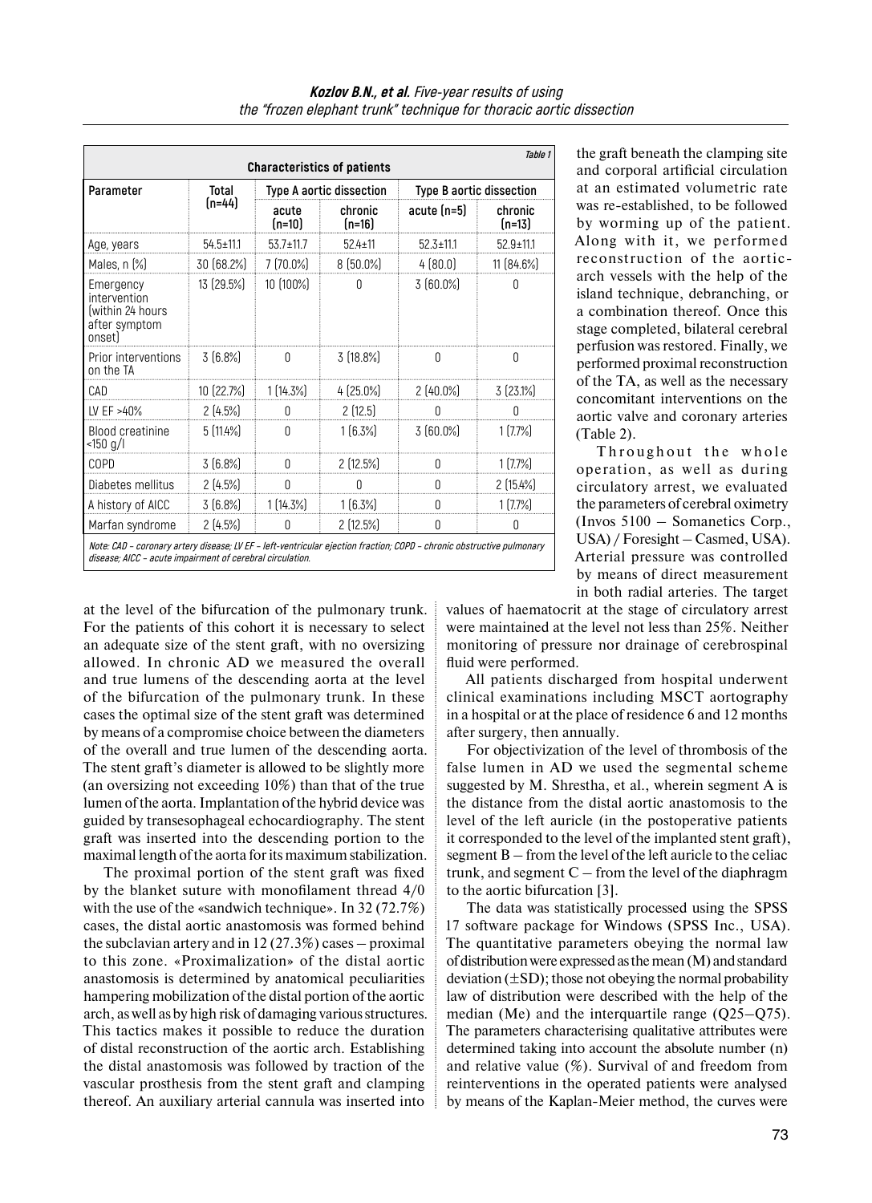Table 1

**Characteristics of patients**

| Parameter | Total (n=44) | Type A aortic dissection | | Type B aortic dissection | |
|---|---|---|---|---|---|
| | | acute (n=10) | chronic (n=16) | acute (n=5) | chronic (n=13) |
| Age, years | 54.5±11.1 | 53.7±11.7 | 52.4±11 | 52.3±11.1 | 52.9±11.1 |
| Males, n (%) | 30 (68.2%) | 7 (70.0%) | 8 (50.0%) | 4 (80.0) | 11 (84.6%) |
| Emergency intervention (within 24 hours after symptom onset) | 13 (29.5%) | 10 (100%) | 0 | 3 (60.0%) | 0 |
| Prior interventions on the TA | 3 (6.8%) | 0 | 3 (18.8%) | 0 | 0 |
| CAD | 10 (22.7%) | 1 (14.3%) | 4 (25.0%) | 2 (40.0%) | 3 (23.1%) |
| LV EF >40% | 2 (4.5%) | 0 | 2 (12.5) | 0 | 0 |
| Blood creatinine <150 g/l | 5 (11.4%) | 0 | 1 (6.3%) | 3 (60.0%) | 1 (7.7%) |
| COPD | 3 (6.8%) | 0 | 2 (12.5%) | 0 | 1 (7.7%) |
| Diabetes mellitus | 2 (4.5%) | 0 | 0 | 0 | 2 (15.4%) |
| A history of AICC | 3 (6.8%) | 1 (14.3%) | 1 (6.3%) | 0 | 1 (7.7%) |
| Marfan syndrome | 2 (4.5%) | 0 | 2 (12.5%) | 0 | 0 |

*Note: CAD – coronary artery disease; LV EF – left-ventricular ejection fraction; COPD – chronic obstructive pulmonary disease; AICC – acute impairment of cerebral circulation.*

at the level of the bifurcation of the pulmonary trunk. For the patients of this cohort it is necessary to select an adequate size of the stent graft, with no oversizing allowed. In chronic AD we measured the overall and true lumens of the descending aorta at the level of the bifurcation of the pulmonary trunk. In these cases the optimal size of the stent graft was determined by means of a compromise choice between the diameters of the overall and true lumen of the descending aorta. The stent graft's diameter is allowed to be slightly more (an oversizing not exceeding 10%) than that of the true lumen of the aorta. Implantation of the hybrid device was guided by transesophageal echocardiography. The stent graft was inserted into the descending portion to the maximal length of the aorta for its maximum stabilization.

The proximal portion of the stent graft was fixed by the blanket suture with monofilament thread 4/0 with the use of the «sandwich technique». In 32 (72.7%) cases, the distal aortic anastomosis was formed behind the subclavian artery and in 12 (27.3%) cases – proximal to this zone. «Proximalization» of the distal aortic anastomosis is determined by anatomical peculiarities hampering mobilization of the distal portion of the aortic arch, as well as by high risk of damaging various structures. This tactics makes it possible to reduce the duration of distal reconstruction of the aortic arch. Establishing the distal anastomosis was followed by traction of the vascular prosthesis from the stent graft and clamping thereof. An auxiliary arterial cannula was inserted into the graft beneath the clamping site and corporal artificial circulation at an estimated volumetric rate was re-established, to be followed by worming up of the patient. Along with it, we performed reconstruction of the aortic-arch vessels with the help of the island technique, debranching, or a combination thereof. Once this stage completed, bilateral cerebral perfusion was restored. Finally, we performed proximal reconstruction of the TA, as well as the necessary concomitant interventions on the aortic valve and coronary arteries (Table 2).

Throughout the whole operation, as well as during circulatory arrest, we evaluated the parameters of cerebral oximetry (Invos 5100 – Somanetics Corp., USA) / Foresight – Casmed, USA). Arterial pressure was controlled by means of direct measurement in both radial arteries. The target values of haematocrit at the stage of circulatory arrest were maintained at the level not less than 25%. Neither monitoring of pressure nor drainage of cerebrospinal fluid were performed.

All patients discharged from hospital underwent clinical examinations including MSCT aortography in a hospital or at the place of residence 6 and 12 months after surgery, then annually.

For objectivization of the level of thrombosis of the false lumen in AD we used the segmental scheme suggested by M. Shrestha, et al., wherein segment A is the distance from the distal aortic anastomosis to the level of the left auricle (in the postoperative patients it corresponded to the level of the implanted stent graft), segment B – from the level of the left auricle to the celiac trunk, and segment C – from the level of the diaphragm to the aortic bifurcation [3].

The data was statistically processed using the SPSS 17 software package for Windows (SPSS Inc., USA). The quantitative parameters obeying the normal law of distribution were expressed as the mean (M) and standard deviation (±SD); those not obeying the normal probability law of distribution were described with the help of the median (Me) and the interquartile range (Q25–Q75). The parameters characterising qualitative attributes were determined taking into account the absolute number (n) and relative value (%). Survival of and freedom from reinterventions in the operated patients were analysed by means of the Kaplan-Meier method, the curves were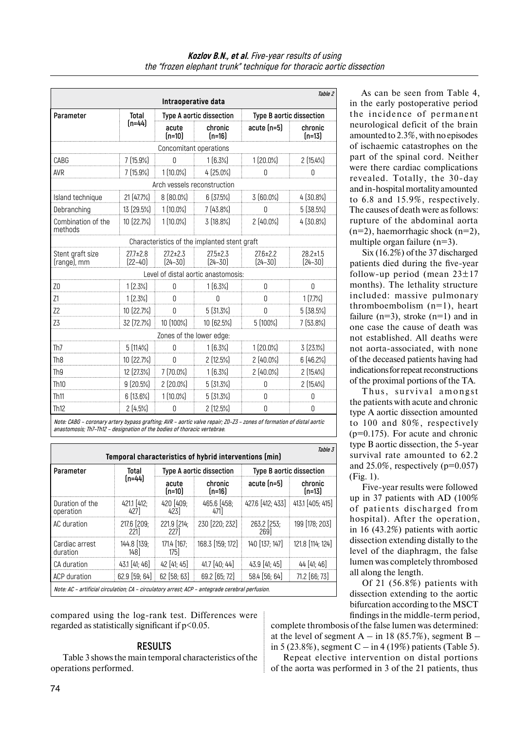Table 2

**Intraoperative data**

| Parameter | Total (n=44) | Type A aortic dissection | | Type B aortic dissection | |
|---|---|---|---|---|---|
| | | acute (n=10) | chronic (n=16) | acute (n=5) | chronic (n=13) |
| Concomitant operations | | | | | |
| CABG | 7 (15.9%) | 0 | 1 (6.3%) | 1 (20.0%) | 2 (15.4%) |
| AVR | 7 (15.9%) | 1 (10.0%) | 4 (25.0%) | 0 | 0 |
| Arch vessels reconstruction | | | | | |
| Island technique | 21 (47.7%) | 8 (80.0%) | 6 (37.5%) | 3 (60.0%) | 4 (30.8%) |
| Debranching | 13 (29.5%) | 1 (10.0%) | 7 (43.8%) | 0 | 5 (38.5%) |
| Combination of the methods | 10 (22.7%) | 1 (10.0%) | 3 (18.8%) | 2 (40.0%) | 4 (30.8%) |
| Characteristics of the implanted stent graft | | | | | |
| Stent graft size (range), mm | 27.7±2.8 (22–40) | 27.2±2.3 (24–30) | 27.5±2.3 (24–30) | 27.6±2.2 (24–30) | 28.2±1.5 (24–30) |
| Level of distal aortic anastomosis: | | | | | |
| Z0 | 1 (2.3%) | 0 | 1 (6.3%) | 0 | 0 |
| Z1 | 1 (2.3%) | 0 | 0 | 0 | 1 (7.7%) |
| Z2 | 10 (22.7%) | 0 | 5 (31.3%) | 0 | 5 (38.5%) |
| Z3 | 32 (72.7%) | 10 (100%) | 10 (62.5%) | 5 (100%) | 7 (53.8%) |
| Zones of the lower edge: | | | | | |
| Th7 | 5 (11.4%) | 0 | 1 (6.3%) | 1 (20.0%) | 3 (23.1%) |
| Th8 | 10 (22.7%) | 0 | 2 (12.5%) | 2 (40.0%) | 6 (46.2%) |
| Th9 | 12 (27.3%) | 7 (70.0%) | 1 (6.3%) | 2 (40.0%) | 2 (15.4%) |
| Th10 | 9 (20.5%) | 2 (20.0%) | 5 (31.3%) | 0 | 2 (15.4%) |
| Th11 | 6 (13.6%) | 1 (10.0%) | 5 (31.3%) | 0 | 0 |
| Th12 | 2 (4.5%) | 0 | 2 (12.5%) | 0 | 0 |

*Note: CABG – coronary artery bypass grafting; AVR – aortic valve repair; Z0–Z3 – zones of formation of distal aortic anastomosis; Th7–Th12 – designation of the bodies of thoracic vertebrae.*

Table 3

**Temporal characteristics of hybrid interventions (min)**

| Parameter | Total (n=44) | Type A aortic dissection | | Type B aortic dissection | |
|---|---|---|---|---|---|
| | | acute (n=10) | chronic (n=16) | acute (n=5) | chronic (n=13) |
| Duration of the operation | 421.1 [412; 427] | 420 [409; 423] | 465.6 [458; 471] | 427.6 [412; 433] | 413.1 [405; 415] |
| AC duration | 217.6 [209; 221] | 221.9 [214; 227] | 230 [220; 232] | 263.2 [253; 269] | 199 [178; 203] |
| Cardiac arrest duration | 144.8 [139; 148] | 171.4 [167; 175] | 168.3 [159; 172] | 140 [137; 147] | 121.8 [114; 124] |
| CA duration | 43.1 [41; 46] | 42 [41; 45] | 41.7 [40; 44] | 43.9 [41; 45] | 44 [41; 46] |
| ACP duration | 62.9 [59; 64] | 62 [58; 63] | 69.2 [65; 72] | 58.4 [56; 64] | 71.2 [66; 73] |

*Note: AC – artificial circulation; CA – circulatory arrest; ACP – antegrade cerebral perfusion.*

compared using the log-rank test. Differences were regarded as statistically significant if $p<0.05$.

## RESULTS

Table 3 shows the main temporal characteristics of the operations performed.

As can be seen from Table 4, in the early postoperative period the incidence of permanent neurological deficit of the brain amounted to 2.3%, with no episodes of ischaemic catastrophes on the part of the spinal cord. Neither were there cardiac complications revealed. Totally, the 30-day and in-hospital mortality amounted to 6.8 and 15.9%, respectively. The causes of death were as follows: rupture of the abdominal aorta (n=2), haemorrhagic shock (n=2), multiple organ failure (n=3).

Six (16.2%) of the 37 discharged patients died during the five-year follow-up period (mean 23±17 months). The lethality structure included: massive pulmonary thromboembolism (n=1), heart failure (n=3), stroke (n=1) and in one case the cause of death was not established. All deaths were not aorta-associated, with none of the deceased patients having had indications for repeat reconstructions of the proximal portions of the TA.

Thus, survival amongst the patients with acute and chronic type A aortic dissection amounted to 100 and 80%, respectively ($p=0.175$). For acute and chronic type B aortic dissection, the 5-year survival rate amounted to 62.2 and 25.0%, respectively ($p=0.057$) (Fig. 1).

Five-year results were followed up in 37 patients with AD (100% of patients discharged from hospital). After the operation, in 16 (43.2%) patients with aortic dissection extending distally to the level of the diaphragm, the false lumen was completely thrombosed all along the length.

Of 21 (56.8%) patients with dissection extending to the aortic bifurcation according to the MSCT findings in the middle-term period, complete thrombosis of the false lumen was determined: at the level of segment A – in 18 (85.7%), segment B – in 5 (23.8%), segment C – in 4 (19%) patients (Table 5).

Repeat elective intervention on distal portions of the aorta was performed in 3 of the 21 patients, thus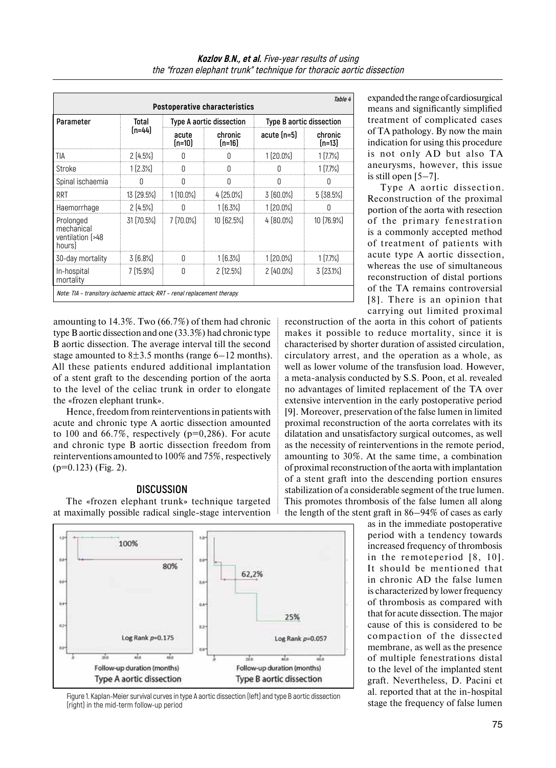Table 4

**Postoperative characteristics**

| Parameter | Total (n=44) | Type A aortic dissection | | Type B aortic dissection | |
|---|---|---|---|---|---|
| | | acute (n=10) | chronic (n=16) | acute (n=5) | chronic (n=13) |
| TIA | 2 (4.5%) | 0 | 0 | 1 (20.0%) | 1 (7.7%) |
| Stroke | 1 (2.3%) | 0 | 0 | 0 | 1 (7.7%) |
| Spinal ischaemia | 0 | 0 | 0 | 0 | 0 |
| RRT | 13 (29.5%) | 1 (10.0%) | 4 (25.0%) | 3 (60.0%) | 5 (38.5%) |
| Haemorrhage | 2 (4.5%) | 0 | 1 (6.3%) | 1 (20.0%) | 0 |
| Prolonged mechanical ventilation (>48 hours) | 31 (70.5%) | 7 (70.0%) | 10 (62.5%) | 4 (80.0%) | 10 (76.9%) |
| 30-day mortality | 3 (6.8%) | 0 | 1 (6.3%) | 1 (20.0%) | 1 (7.7%) |
| In-hospital mortality | 7 (15.9%) | 0 | 2 (12.5%) | 2 (40.0%) | 3 (23.1%) |

*Note: TIA – transitory ischaemic attack; RRT – renal replacement therapy.*

amounting to 14.3%. Two (66.7%) of them had chronic type B aortic dissection and one (33.3%) had chronic type B aortic dissection. The average interval till the second stage amounted to 8±3.5 months (range 6–12 months). All these patients endured additional implantation of a stent graft to the descending portion of the aorta to the level of the celiac trunk in order to elongate the «frozen elephant trunk».

Hence, freedom from reinterventions in patients with acute and chronic type A aortic dissection amounted to 100 and 66.7%, respectively (p=0,286). For acute and chronic type B aortic dissection freedom from reinterventions amounted to 100% and 75%, respectively (p=0.123) (Fig. 2).

## DISCUSSION

The «frozen elephant trunk» technique targeted at maximally possible radical single-stage intervention expanded the range of cardiosurgical means and significantly simplified treatment of complicated cases of TA pathology. By now the main indication for using this procedure is not only AD but also TA aneurysms, however, this issue is still open [5–7].

Type A aortic dissection. Reconstruction of the proximal portion of the aorta with resection of the primary fenestration is a commonly accepted method of treatment of patients with acute type A aortic dissection, whereas the use of simultaneous reconstruction of distal portions of the TA remains controversial [8]. There is an opinion that carrying out limited proximal reconstruction of the aorta in this cohort of patients makes it possible to reduce mortality, since it is characterised by shorter duration of assisted circulation, circulatory arrest, and the operation as a whole, as well as lower volume of the transfusion load. However, a meta-analysis conducted by S.S. Poon, et al. revealed no advantages of limited replacement of the TA over extensive intervention in the early postoperative period [9]. Moreover, preservation of the false lumen in limited proximal reconstruction of the aorta correlates with its dilatation and unsatisfactory surgical outcomes, as well as the necessity of reinterventions in the remote period, amounting to 30%. At the same time, a combination of proximal reconstruction of the aorta with implantation of a stent graft into the descending portion ensures stabilization of a considerable segment of the true lumen. This promotes thrombosis of the false lumen all along the length of the stent graft in 86–94% of cases as early as in the immediate postoperative period with a tendency towards increased frequency of thrombosis in the remoteperiod [8, 10]. It should be mentioned that in chronic AD the false lumen is characterized by lower frequency of thrombosis as compared with that for acute dissection. The major cause of this is considered to be compaction of the dissected membrane, as well as the presence of multiple fenestrations distal to the level of the implanted stent graft. Nevertheless, D. Pacini et al. reported that at the in-hospital stage the frequency of false lumen

Figure 1. Kaplan-Meier survival curves in type A aortic dissection (left) and type B aortic dissection (right) in the mid-term follow-up period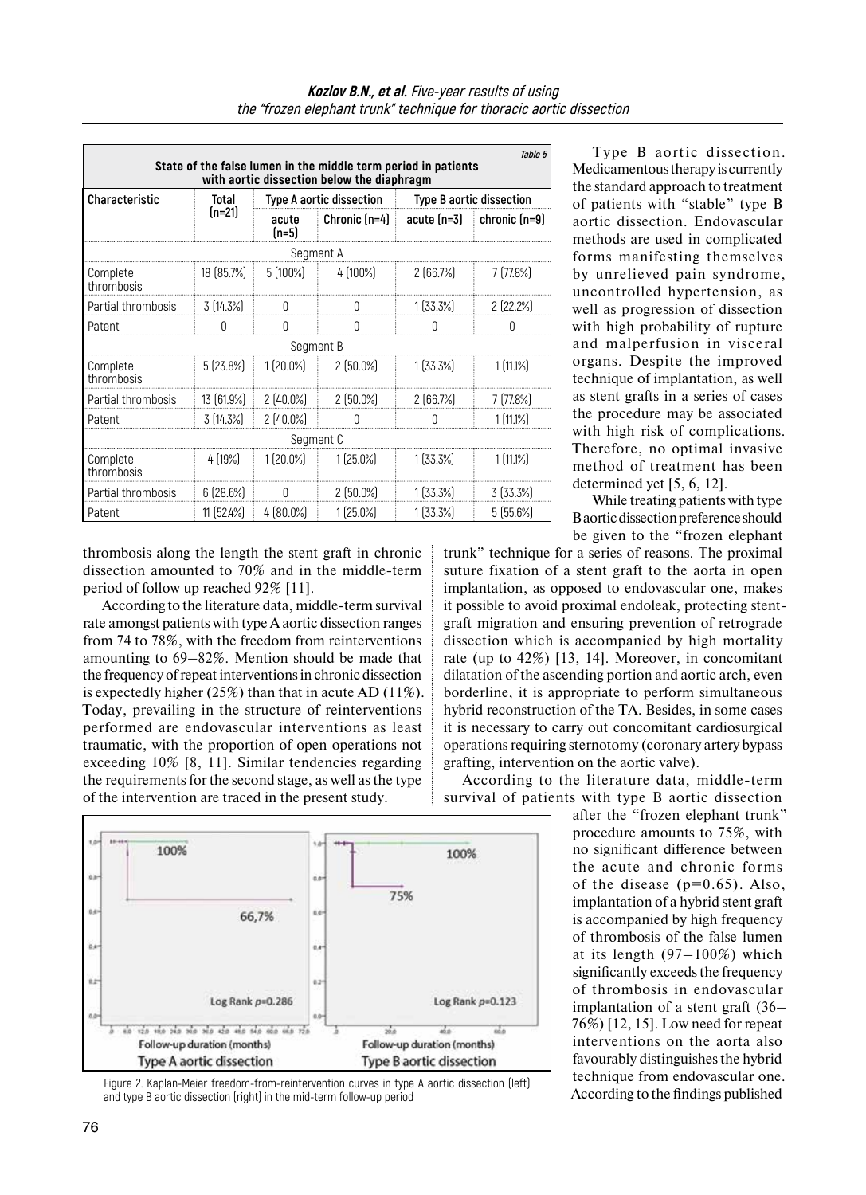Table 5

**State of the false lumen in the middle term period in patients with aortic dissection below the diaphragm**

| Characteristic | Total (n=21) | Type A aortic dissection | | Type B aortic dissection | |
|---|---|---|---|---|---|
| | | acute (n=5) | Chronic (n=4) | acute (n=3) | chronic (n=9) |
| Segment A | | | | | |
| Complete thrombosis | 18 (85.7%) | 5 (100%) | 4 (100%) | 2 (66.7%) | 7 (77.8%) |
| Partial thrombosis | 3 (14.3%) | 0 | 0 | 1 (33.3%) | 2 (22.2%) |
| Patent | 0 | 0 | 0 | 0 | 0 |
| Segment B | | | | | |
| Complete thrombosis | 5 (23.8%) | 1 (20.0%) | 2 (50.0%) | 1 (33.3%) | 1 (11.1%) |
| Partial thrombosis | 13 (61.9%) | 2 (40.0%) | 2 (50.0%) | 2 (66.7%) | 7 (77.8%) |
| Patent | 3 (14.3%) | 2 (40.0%) | 0 | 0 | 1 (11.1%) |
| Segment C | | | | | |
| Complete thrombosis | 4 (19%) | 1 (20.0%) | 1 (25.0%) | 1 (33.3%) | 1 (11.1%) |
| Partial thrombosis | 6 (28.6%) | 0 | 2 (50.0%) | 1 (33.3%) | 3 (33.3%) |
| Patent | 11 (52.4%) | 4 (80.0%) | 1 (25.0%) | 1 (33.3%) | 5 (55.6%) |

thrombosis along the length the stent graft in chronic dissection amounted to 70% and in the middle-term period of follow up reached 92% [11].

According to the literature data, middle-term survival rate amongst patients with type A aortic dissection ranges from 74 to 78%, with the freedom from reinterventions amounting to 69–82%. Mention should be made that the frequency of repeat interventions in chronic dissection is expectedly higher (25%) than that in acute AD (11%). Today, prevailing in the structure of reinterventions performed are endovascular interventions as least traumatic, with the proportion of open operations not exceeding 10% [8, 11]. Similar tendencies regarding the requirements for the second stage, as well as the type of the intervention are traced in the present study.

Figure 2. Kaplan-Meier freedom-from-reintervention curves in type A aortic dissection (left) and type B aortic dissection (right) in the mid-term follow-up period

Type B aortic dissection. Medicamentous therapy is currently the standard approach to treatment of patients with "stable" type B aortic dissection. Endovascular methods are used in complicated forms manifesting themselves by unrelieved pain syndrome, uncontrolled hypertension, as well as progression of dissection with high probability of rupture and malperfusion in visceral organs. Despite the improved technique of implantation, as well as stent grafts in a series of cases the procedure may be associated with high risk of complications. Therefore, no optimal invasive method of treatment has been determined yet [5, 6, 12].

While treating patients with type B aortic dissection preference should be given to the "frozen elephant trunk" technique for a series of reasons. The proximal suture fixation of a stent graft to the aorta in open implantation, as opposed to endovascular one, makes it possible to avoid proximal endoleak, protecting stent-graft migration and ensuring prevention of retrograde dissection which is accompanied by high mortality rate (up to 42%) [13, 14]. Moreover, in concomitant dilatation of the ascending portion and aortic arch, even borderline, it is appropriate to perform simultaneous hybrid reconstruction of the TA. Besides, in some cases it is necessary to carry out concomitant cardiosurgical operations requiring sternotomy (coronary artery bypass grafting, intervention on the aortic valve).

According to the literature data, middle-term survival of patients with type B aortic dissection after the "frozen elephant trunk" procedure amounts to 75%, with no significant difference between the acute and chronic forms of the disease ($p=0.65$). Also, implantation of a hybrid stent graft is accompanied by high frequency of thrombosis of the false lumen at its length (97–100%) which significantly exceeds the frequency of thrombosis in endovascular implantation of a stent graft (36–76%) [12, 15]. Low need for repeat interventions on the aorta also favourably distinguishes the hybrid technique from endovascular one. According to the findings published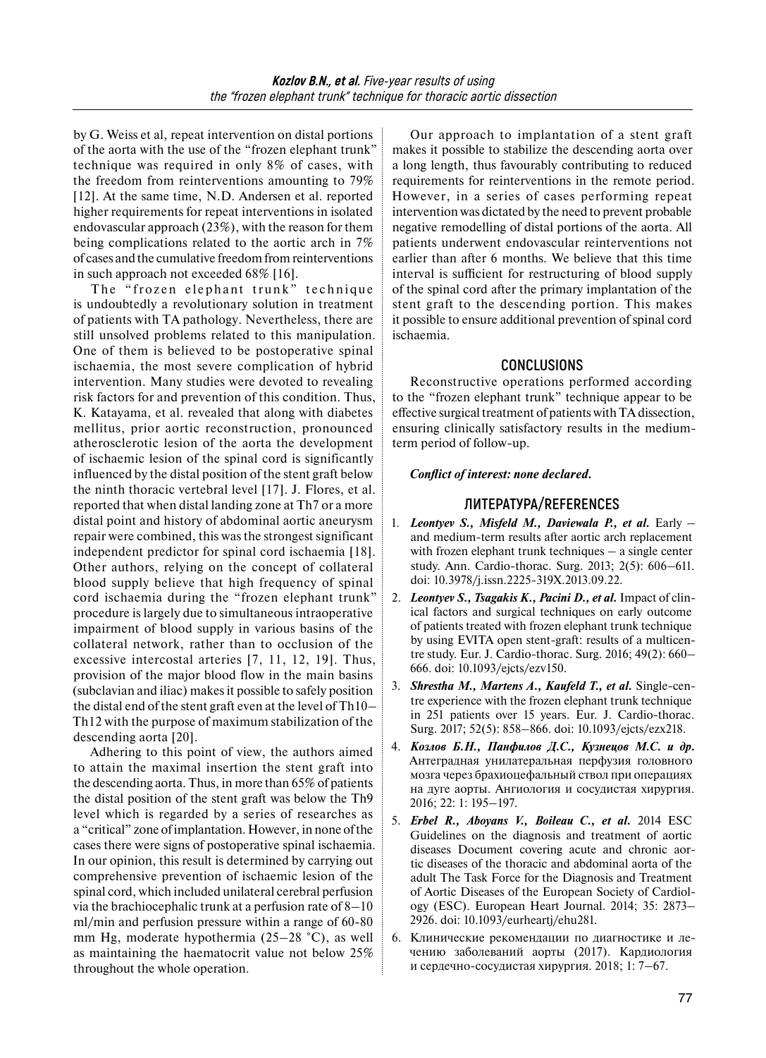by G. Weiss et al, repeat intervention on distal portions of the aorta with the use of the "frozen elephant trunk" technique was required in only 8% of cases, with the freedom from reinterventions amounting to 79% [12]. At the same time, N.D. Andersen et al. reported higher requirements for repeat interventions in isolated endovascular approach (23%), with the reason for them being complications related to the aortic arch in 7% of cases and the cumulative freedom from reinterventions in such approach not exceeded 68% [16].

The "frozen elephant trunk" technique is undoubtedly a revolutionary solution in treatment of patients with TA pathology. Nevertheless, there are still unsolved problems related to this manipulation. One of them is believed to be postoperative spinal ischaemia, the most severe complication of hybrid intervention. Many studies were devoted to revealing risk factors for and prevention of this condition. Thus, K. Katayama, et al. revealed that along with diabetes mellitus, prior aortic reconstruction, pronounced atherosclerotic lesion of the aorta the development of ischaemic lesion of the spinal cord is significantly influenced by the distal position of the stent graft below the ninth thoracic vertebral level [17]. J. Flores, et al. reported that when distal landing zone at Th7 or a more distal point and history of abdominal aortic aneurysm repair were combined, this was the strongest significant independent predictor for spinal cord ischaemia [18]. Other authors, relying on the concept of collateral blood supply believe that high frequency of spinal cord ischaemia during the "frozen elephant trunk" procedure is largely due to simultaneous intraoperative impairment of blood supply in various basins of the collateral network, rather than to occlusion of the excessive intercostal arteries [7, 11, 12, 19]. Thus, provision of the major blood flow in the main basins (subclavian and iliac) makes it possible to safely position the distal end of the stent graft even at the level of Th10–Th12 with the purpose of maximum stabilization of the descending aorta [20].

Adhering to this point of view, the authors aimed to attain the maximal insertion the stent graft into the descending aorta. Thus, in more than 65% of patients the distal position of the stent graft was below the Th9 level which is regarded by a series of researches as a "critical" zone of implantation. However, in none of the cases there were signs of postoperative spinal ischaemia. In our opinion, this result is determined by carrying out comprehensive prevention of ischaemic lesion of the spinal cord, which included unilateral cerebral perfusion via the brachiocephalic trunk at a perfusion rate of 8–10 ml/min and perfusion pressure within a range of 60-80 mm Hg, moderate hypothermia (25–28 °C), as well as maintaining the haematocrit value not below 25% throughout the whole operation.

Our approach to implantation of a stent graft makes it possible to stabilize the descending aorta over a long length, thus favourably contributing to reduced requirements for reinterventions in the remote period. However, in a series of cases performing repeat intervention was dictated by the need to prevent probable negative remodelling of distal portions of the aorta. All patients underwent endovascular reinterventions not earlier than after 6 months. We believe that this time interval is sufficient for restructuring of blood supply of the spinal cord after the primary implantation of the stent graft to the descending portion. This makes it possible to ensure additional prevention of spinal cord ischaemia.

## CONCLUSIONS

Reconstructive operations performed according to the "frozen elephant trunk" technique appear to be effective surgical treatment of patients with TA dissection, ensuring clinically satisfactory results in the medium-term period of follow-up.

***Conflict of interest: none declared.***

## ЛИТЕРАТУРА/REFERENCES

1. ***Leontyev S., Misfeld M., Daviewala P., et al.*** Early – and medium-term results after aortic arch replacement with frozen elephant trunk techniques – a single center study. Ann. Cardio-thorac. Surg. 2013; 2(5): 606–611. doi: 10.3978/j.issn.2225-319X.2013.09.22.
2. ***Leontyev S., Tsagakis K., Pacini D., et al.*** Impact of clinical factors and surgical techniques on early outcome of patients treated with frozen elephant trunk technique by using EVITA open stent-graft: results of a multicentre study. Eur. J. Cardio-thorac. Surg. 2016; 49(2): 660–666. doi: 10.1093/ejcts/ezv150.
3. ***Shrestha M., Martens A., Kaufeld T., et al.*** Single-centre experience with the frozen elephant trunk technique in 251 patients over 15 years. Eur. J. Cardio-thorac. Surg. 2017; 52(5): 858–866. doi: 10.1093/ejcts/ezx218.
4. ***Козлов Б.Н., Панфилов Д.С., Кузнецов М.С. и др.*** Антеградная унилатеральная перфузия головного мозга через брахиоцефальный ствол при операциях на дуге аорты. Ангиология и сосудистая хирургия. 2016; 22: 1: 195–197.
5. ***Erbel R., Aboyans V., Boileau C., et al.*** 2014 ESC Guidelines on the diagnosis and treatment of aortic diseases Document covering acute and chronic aortic diseases of the thoracic and abdominal aorta of the adult The Task Force for the Diagnosis and Treatment of Aortic Diseases of the European Society of Cardiology (ESC). European Heart Journal. 2014; 35: 2873–2926. doi: 10.1093/eurheartj/ehu281.
6. Клинические рекомендации по диагностике и лечению заболеваний аорты (2017). Кардиология и сердечно-сосудистая хирургия. 2018; 1: 7–67.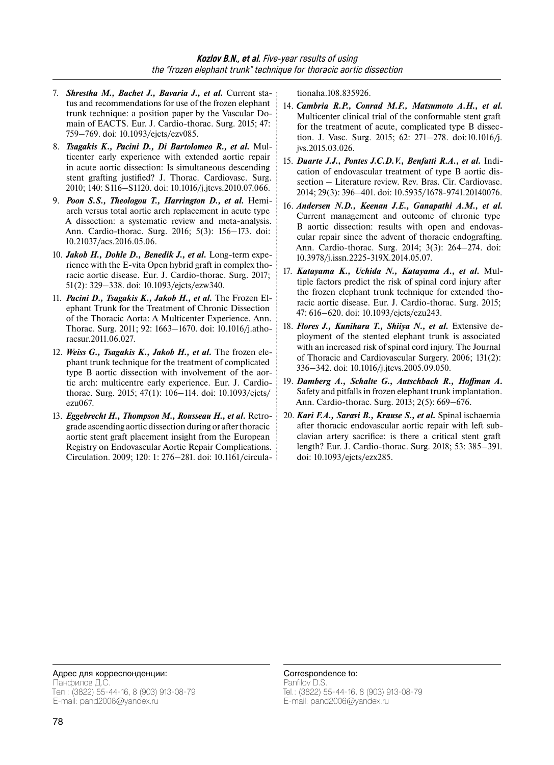7. ***Shrestha M., Bachet J., Bavaria J., et al.*** Current status and recommendations for use of the frozen elephant trunk technique: a position paper by the Vascular Domain of EACTS. Eur. J. Cardio-thorac. Surg. 2015; 47: 759–769. doi: 10.1093/ejcts/ezv085.
8. ***Tsagakis K., Pacini D., Di Bartolomeo R., et al.*** Multicenter early experience with extended aortic repair in acute aortic dissection: Is simultaneous descending stent grafting justified? J. Thorac. Cardiovasc. Surg. 2010; 140: S116–S1120. doi: 10.1016/j.jtcvs.2010.07.066.
9. ***Poon S.S., Theologou T., Harrington D., et al.*** Hemiarch versus total aortic arch replacement in acute type A dissection: a systematic review and meta-analysis. Ann. Cardio-thorac. Surg. 2016; 5(3): 156–173. doi: 10.21037/acs.2016.05.06.
10. ***Jakob H., Dohle D., Benedik J., et al.*** Long-term experience with the E-vita Open hybrid graft in complex thoracic aortic disease. Eur. J. Cardio-thorac. Surg. 2017; 51(2): 329–338. doi: 10.1093/ejcts/ezw340.
11. ***Pacini D., Tsagakis K., Jakob H., et al.*** The Frozen Elephant Trunk for the Treatment of Chronic Dissection of the Thoracic Aorta: A Multicenter Experience. Ann. Thorac. Surg. 2011; 92: 1663–1670. doi: 10.1016/j.athoracsur.2011.06.027.
12. ***Weiss G., Tsagakis K., Jakob H., et al.*** The frozen elephant trunk technique for the treatment of complicated type B aortic dissection with involvement of the aortic arch: multicentre early experience. Eur. J. Cardio-thorac. Surg. 2015; 47(1): 106–114. doi: 10.1093/ejcts/ezu067.
13. ***Eggebrecht H., Thompson M., Rousseau H., et al.*** Retrograde ascending aortic dissection during or after thoracic aortic stent graft placement insight from the European Registry on Endovascular Aortic Repair Complications. Circulation. 2009; 120: 1: 276–281. doi: 10.1161/circulationaha.108.835926.
14. ***Cambria R.P., Conrad M.F., Matsumoto A.H., et al.*** Multicenter clinical trial of the conformable stent graft for the treatment of acute, complicated type B dissection. J. Vasc. Surg. 2015; 62: 271–278. doi:10.1016/j.jvs.2015.03.026.
15. ***Duarte J.J., Pontes J.C.D.V., Benfatti R.A., et al.*** Indication of endovascular treatment of type B aortic dissection – Literature review. Rev. Bras. Cir. Cardiovasc. 2014; 29(3): 396–401. doi: 10.5935/1678-9741.20140076.
16. ***Andersen N.D., Keenan J.E., Ganapathi A.M., et al.*** Current management and outcome of chronic type B aortic dissection: results with open and endovascular repair since the advent of thoracic endografting. Ann. Cardio-thorac. Surg. 2014; 3(3): 264–274. doi: 10.3978/j.issn.2225-319X.2014.05.07.
17. ***Katayama K., Uchida N., Katayama A., et al.*** Multiple factors predict the risk of spinal cord injury after the frozen elephant trunk technique for extended thoracic aortic disease. Eur. J. Cardio-thorac. Surg. 2015; 47: 616–620. doi: 10.1093/ejcts/ezu243.
18. ***Flores J., Kunihara T., Shiiya N., et al.*** Extensive deployment of the stented elephant trunk is associated with an increased risk of spinal cord injury. The Journal of Thoracic and Cardiovascular Surgery. 2006; 131(2): 336–342. doi: 10.1016/j.jtcvs.2005.09.050.
19. ***Damberg A., Schalte G., Autschbach R., Hoffman A.*** Safety and pitfalls in frozen elephant trunk implantation. Ann. Cardio-thorac. Surg. 2013; 2(5): 669–676.
20. ***Kari F.A., Saravi B., Krause S., et al.*** Spinal ischaemia after thoracic endovascular aortic repair with left subclavian artery sacrifice: is there a critical stent graft length? Eur. J. Cardio-thorac. Surg. 2018; 53: 385–391. doi: 10.1093/ejcts/ezx285.

Адрес для корреспонденции:
Панфилов Д.С.
Тел.: (3822) 55-44-16, 8 (903) 913-08-79
E-mail: pand2006@yandex.ru

Correspondence to:
Panfilov D.S.
Tel.: (3822) 55-44-16, 8 (903) 913-08-79
E-mail: pand2006@yandex.ru